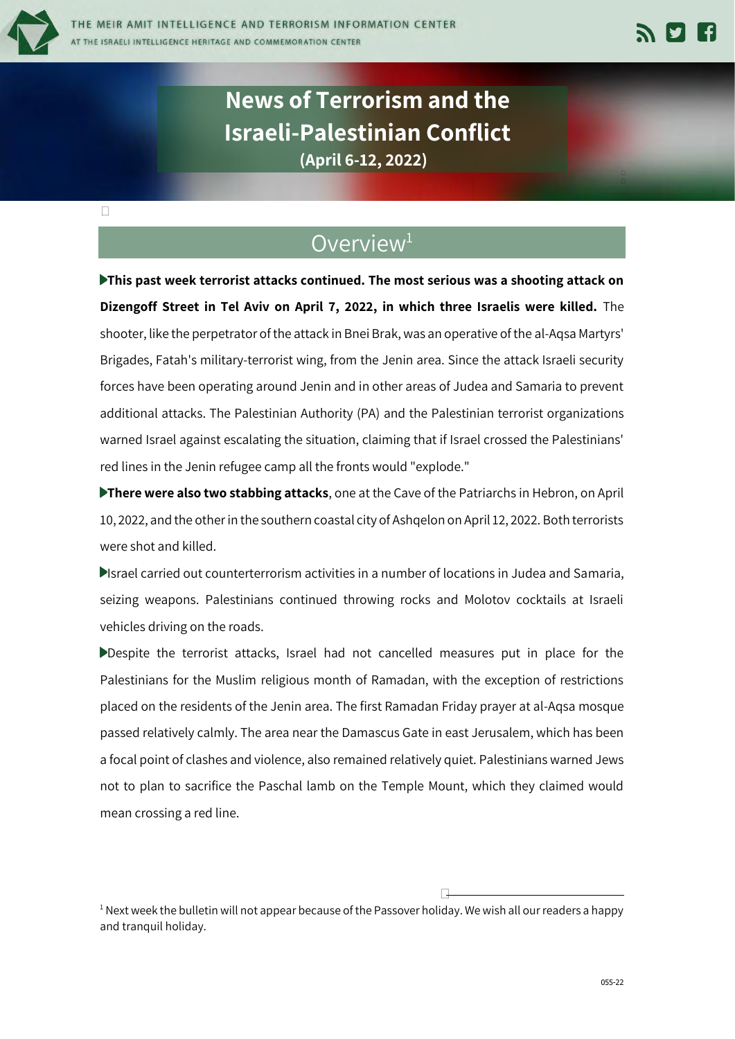# News of Terrorism and the Israeli-Palestinian Conflict

**(April 6-12, 2022)**

## Overview[1]

▶**This past week terrorist attacks continued. The most serious was a shooting attack on Dizengoff Street in Tel Aviv on April 7, 2022, in which three Israelis were killed.** The shooter, like the perpetrator of the attack in Bnei Brak, was an operative of the al-Aqsa Martyrs' Brigades, Fatah's military-terrorist wing, from the Jenin area. Since the attack Israeli security forces have been operating around Jenin and in other areas of Judea and Samaria to prevent additional attacks. The Palestinian Authority (PA) and the Palestinian terrorist organizations warned Israel against escalating the situation, claiming that if Israel crossed the Palestinians' red lines in the Jenin refugee camp all the fronts would "explode."

▶**There were also two stabbing attacks**, one at the Cave of the Patriarchs in Hebron, on April 10, 2022, and the other in the southern coastal city of Ashqelon on April 12, 2022. Both terrorists were shot and killed.

▶Israel carried out counterterrorism activities in a number of locations in Judea and Samaria, seizing weapons. Palestinians continued throwing rocks and Molotov cocktails at Israeli vehicles driving on the roads.

▶Despite the terrorist attacks, Israel had not cancelled measures put in place for the Palestinians for the Muslim religious month of Ramadan, with the exception of restrictions placed on the residents of the Jenin area. The first Ramadan Friday prayer at al-Aqsa mosque passed relatively calmly. The area near the Damascus Gate in east Jerusalem, which has been a focal point of clashes and violence, also remained relatively quiet. Palestinians warned Jews not to plan to sacrifice the Paschal lamb on the Temple Mount, which they claimed would mean crossing a red line.

[1] Next week the bulletin will not appear because of the Passover holiday. We wish all our readers a happy and tranquil holiday.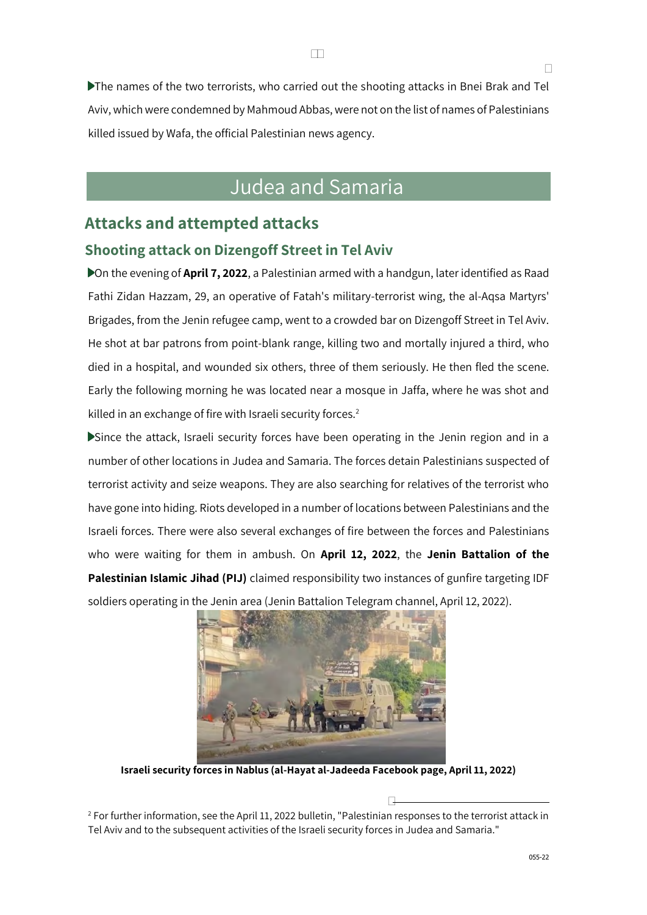▶The names of the two terrorists, who carried out the shooting attacks in Bnei Brak and Tel Aviv, which were condemned by Mahmoud Abbas, were not on the list of names of Palestinians killed issued by Wafa, the official Palestinian news agency.

# Judea and Samaria

## Attacks and attempted attacks

### Shooting attack on Dizengoff Street in Tel Aviv

▶On the evening of **April 7, 2022**, a Palestinian armed with a handgun, later identified as Raad Fathi Zidan Hazzam, 29, an operative of Fatah's military-terrorist wing, the al-Aqsa Martyrs' Brigades, from the Jenin refugee camp, went to a crowded bar on Dizengoff Street in Tel Aviv. He shot at bar patrons from point-blank range, killing two and mortally injured a third, who died in a hospital, and wounded six others, three of them seriously. He then fled the scene. Early the following morning he was located near a mosque in Jaffa, where he was shot and killed in an exchange of fire with Israeli security forces.[2]

▶Since the attack, Israeli security forces have been operating in the Jenin region and in a number of other locations in Judea and Samaria. The forces detain Palestinians suspected of terrorist activity and seize weapons. They are also searching for relatives of the terrorist who have gone into hiding. Riots developed in a number of locations between Palestinians and the Israeli forces. There were also several exchanges of fire between the forces and Palestinians who were waiting for them in ambush. On **April 12, 2022**, the **Jenin Battalion of the Palestinian Islamic Jihad (PIJ)** claimed responsibility two instances of gunfire targeting IDF soldiers operating in the Jenin area (Jenin Battalion Telegram channel, April 12, 2022).

**Israeli security forces in Nablus (al-Hayat al-Jadeeda Facebook page, April 11, 2022)**

[2] For further information, see the April 11, 2022 bulletin, "Palestinian responses to the terrorist attack in Tel Aviv and to the subsequent activities of the Israeli security forces in Judea and Samaria."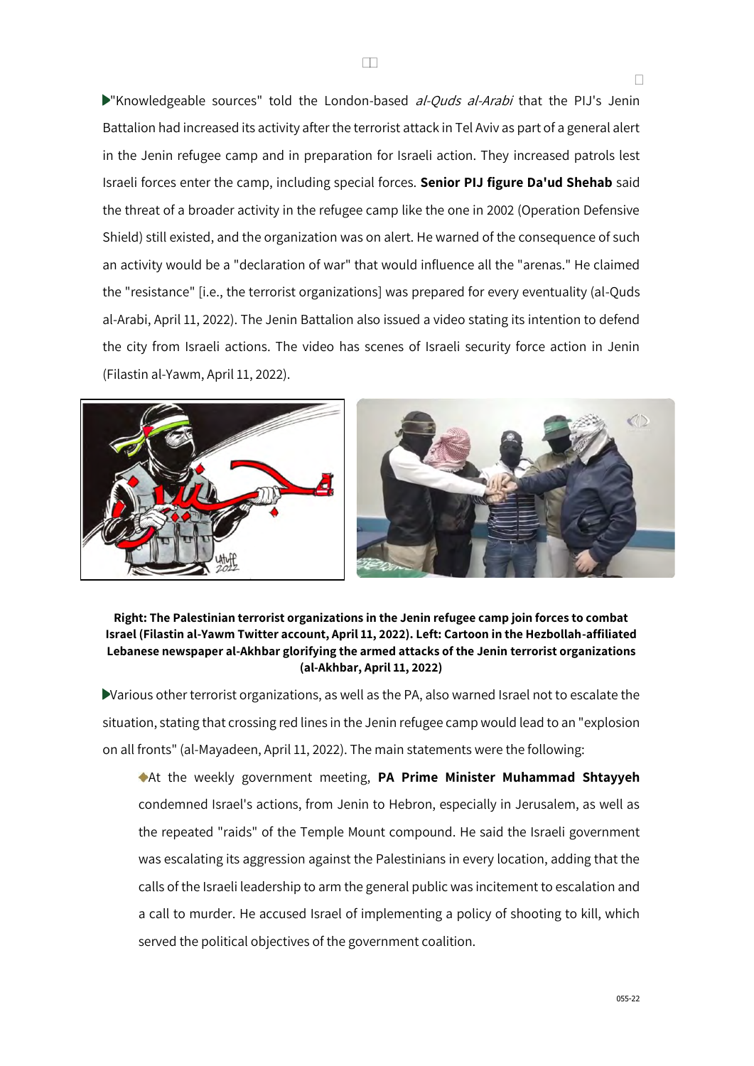"Knowledgeable sources" told the London-based *al-Quds al-Arabi* that the PIJ's Jenin Battalion had increased its activity after the terrorist attack in Tel Aviv as part of a general alert in the Jenin refugee camp and in preparation for Israeli action. They increased patrols lest Israeli forces enter the camp, including special forces. **Senior PIJ figure Da'ud Shehab** said the threat of a broader activity in the refugee camp like the one in 2002 (Operation Defensive Shield) still existed, and the organization was on alert. He warned of the consequence of such an activity would be a "declaration of war" that would influence all the "arenas." He claimed the "resistance" [i.e., the terrorist organizations] was prepared for every eventuality (al-Quds al-Arabi, April 11, 2022). The Jenin Battalion also issued a video stating its intention to defend the city from Israeli actions. The video has scenes of Israeli security force action in Jenin (Filastin al-Yawm, April 11, 2022).

**Right: The Palestinian terrorist organizations in the Jenin refugee camp join forces to combat Israel (Filastin al-Yawm Twitter account, April 11, 2022). Left: Cartoon in the Hezbollah-affiliated Lebanese newspaper al-Akhbar glorifying the armed attacks of the Jenin terrorist organizations (al-Akhbar, April 11, 2022)**

Various other terrorist organizations, as well as the PA, also warned Israel not to escalate the situation, stating that crossing red lines in the Jenin refugee camp would lead to an "explosion on all fronts" (al-Mayadeen, April 11, 2022). The main statements were the following:

- At the weekly government meeting, **PA Prime Minister Muhammad Shtayyeh** condemned Israel's actions, from Jenin to Hebron, especially in Jerusalem, as well as the repeated "raids" of the Temple Mount compound. He said the Israeli government was escalating its aggression against the Palestinians in every location, adding that the calls of the Israeli leadership to arm the general public was incitement to escalation and a call to murder. He accused Israel of implementing a policy of shooting to kill, which served the political objectives of the government coalition.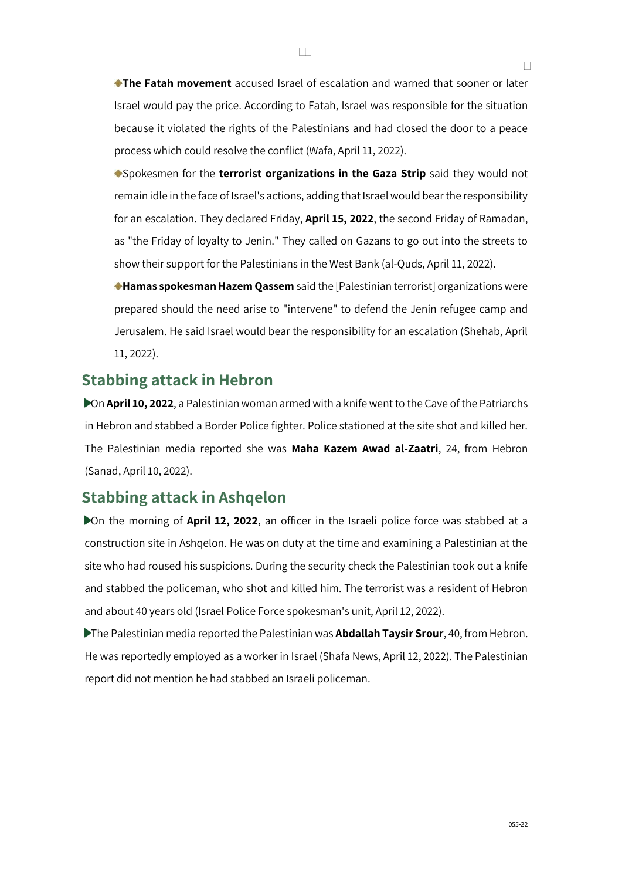- **The Fatah movement** accused Israel of escalation and warned that sooner or later Israel would pay the price. According to Fatah, Israel was responsible for the situation because it violated the rights of the Palestinians and had closed the door to a peace process which could resolve the conflict (Wafa, April 11, 2022).
- Spokesmen for the **terrorist organizations in the Gaza Strip** said they would not remain idle in the face of Israel's actions, adding that Israel would bear the responsibility for an escalation. They declared Friday, **April 15, 2022**, the second Friday of Ramadan, as "the Friday of loyalty to Jenin." They called on Gazans to go out into the streets to show their support for the Palestinians in the West Bank (al-Quds, April 11, 2022).
- **Hamas spokesman Hazem Qassem** said the [Palestinian terrorist] organizations were prepared should the need arise to "intervene" to defend the Jenin refugee camp and Jerusalem. He said Israel would bear the responsibility for an escalation (Shehab, April 11, 2022).

## Stabbing attack in Hebron

- On **April 10, 2022**, a Palestinian woman armed with a knife went to the Cave of the Patriarchs in Hebron and stabbed a Border Police fighter. Police stationed at the site shot and killed her. The Palestinian media reported she was **Maha Kazem Awad al-Zaatri**, 24, from Hebron (Sanad, April 10, 2022).

## Stabbing attack in Ashqelon

- On the morning of **April 12, 2022**, an officer in the Israeli police force was stabbed at a construction site in Ashqelon. He was on duty at the time and examining a Palestinian at the site who had roused his suspicions. During the security check the Palestinian took out a knife and stabbed the policeman, who shot and killed him. The terrorist was a resident of Hebron and about 40 years old (Israel Police Force spokesman's unit, April 12, 2022).
- The Palestinian media reported the Palestinian was **Abdallah Taysir Srour**, 40, from Hebron. He was reportedly employed as a worker in Israel (Shafa News, April 12, 2022). The Palestinian report did not mention he had stabbed an Israeli policeman.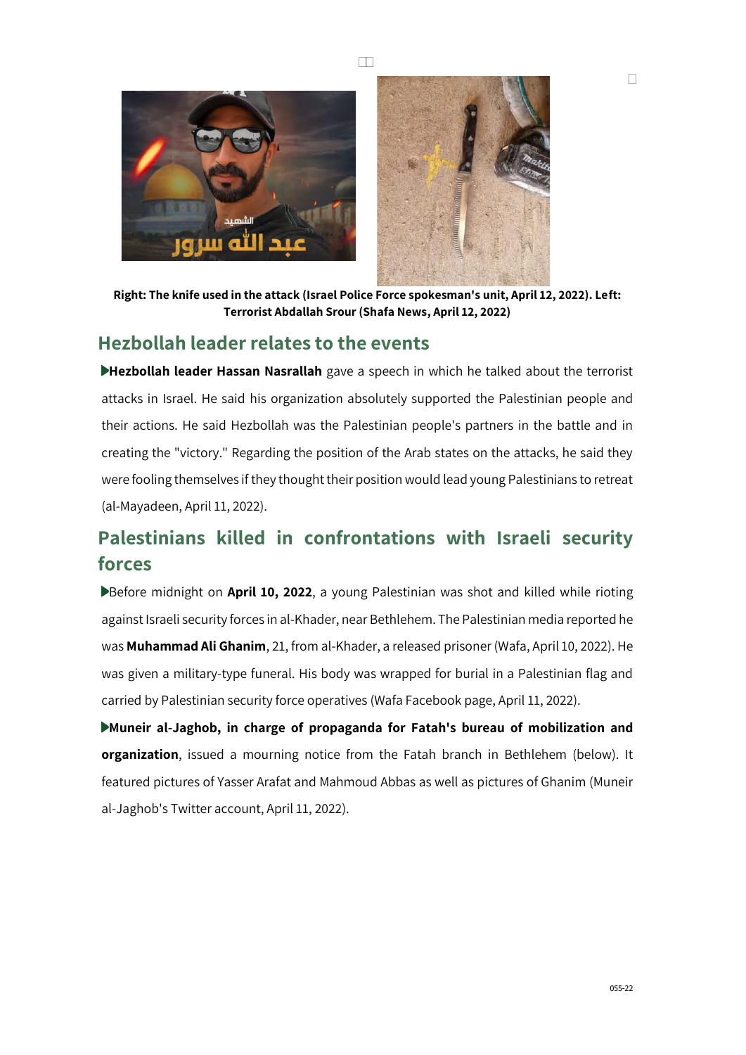Right: The knife used in the attack (Israel Police Force spokesman's unit, April 12, 2022). Left: Terrorist Abdallah Srour (Shafa News, April 12, 2022)

## Hezbollah leader relates to the events

**Hezbollah leader Hassan Nasrallah** gave a speech in which he talked about the terrorist attacks in Israel. He said his organization absolutely supported the Palestinian people and their actions. He said Hezbollah was the Palestinian people's partners in the battle and in creating the "victory." Regarding the position of the Arab states on the attacks, he said they were fooling themselves if they thought their position would lead young Palestinians to retreat (al-Mayadeen, April 11, 2022).

## Palestinians killed in confrontations with Israeli security forces

Before midnight on **April 10, 2022**, a young Palestinian was shot and killed while rioting against Israeli security forces in al-Khader, near Bethlehem. The Palestinian media reported he was **Muhammad Ali Ghanim**, 21, from al-Khader, a released prisoner (Wafa, April 10, 2022). He was given a military-type funeral. His body was wrapped for burial in a Palestinian flag and carried by Palestinian security force operatives (Wafa Facebook page, April 11, 2022).

**Muneir al-Jaghob, in charge of propaganda for Fatah's bureau of mobilization and organization**, issued a mourning notice from the Fatah branch in Bethlehem (below). It featured pictures of Yasser Arafat and Mahmoud Abbas as well as pictures of Ghanim (Muneir al-Jaghob's Twitter account, April 11, 2022).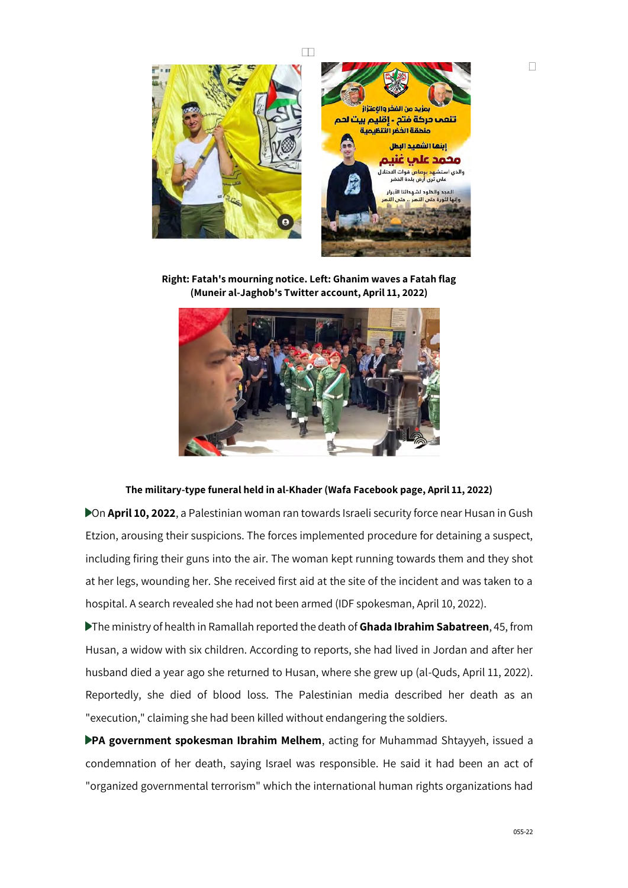**Right: Fatah's mourning notice. Left: Ghanim waves a Fatah flag (Muneir al-Jaghob's Twitter account, April 11, 2022)**

**The military-type funeral held in al-Khader (Wafa Facebook page, April 11, 2022)**

- On **April 10, 2022**, a Palestinian woman ran towards Israeli security force near Husan in Gush Etzion, arousing their suspicions. The forces implemented procedure for detaining a suspect, including firing their guns into the air. The woman kept running towards them and they shot at her legs, wounding her. She received first aid at the site of the incident and was taken to a hospital. A search revealed she had not been armed (IDF spokesman, April 10, 2022).
- The ministry of health in Ramallah reported the death of **Ghada Ibrahim Sabatreen**, 45, from Husan, a widow with six children. According to reports, she had lived in Jordan and after her husband died a year ago she returned to Husan, where she grew up (al-Quds, April 11, 2022). Reportedly, she died of blood loss. The Palestinian media described her death as an "execution," claiming she had been killed without endangering the soldiers.
- **PA government spokesman Ibrahim Melhem**, acting for Muhammad Shtayyeh, issued a condemnation of her death, saying Israel was responsible. He said it had been an act of "organized governmental terrorism" which the international human rights organizations had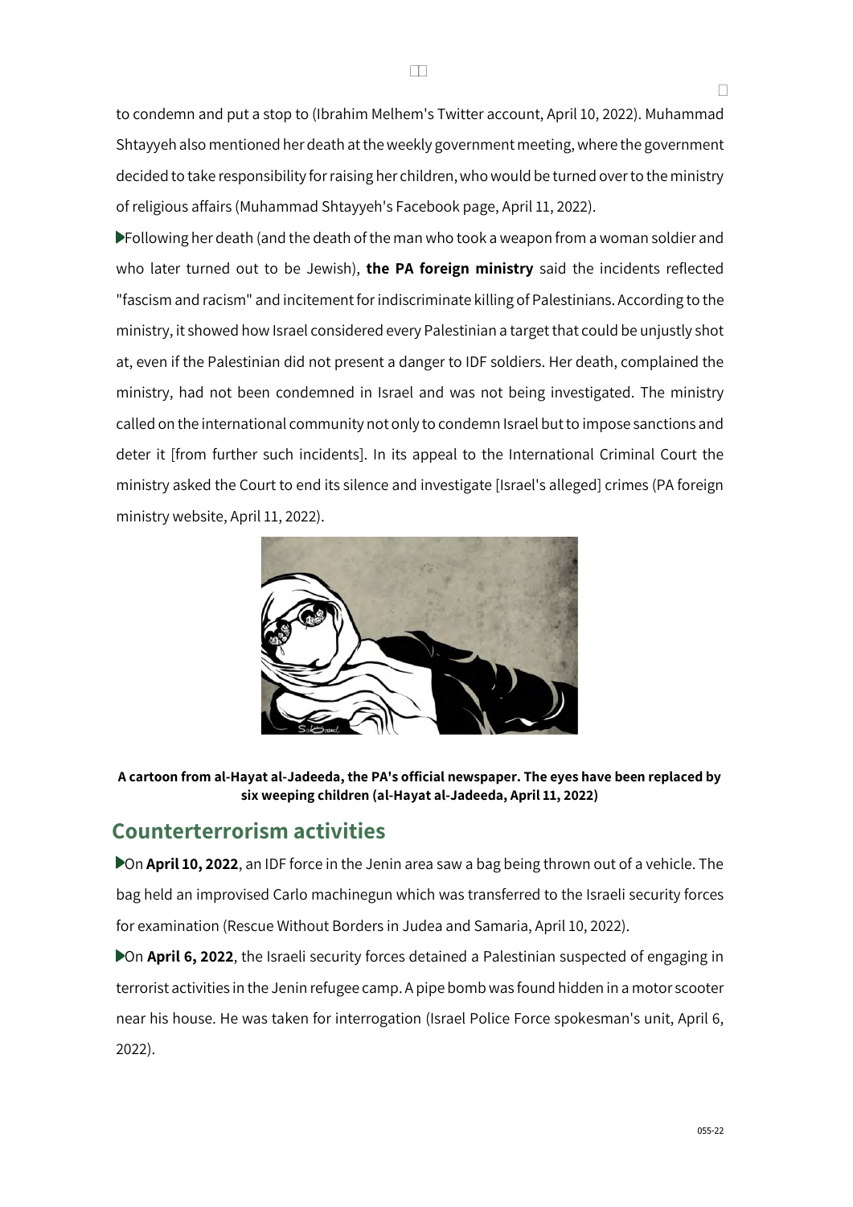to condemn and put a stop to (Ibrahim Melhem's Twitter account, April 10, 2022). Muhammad Shtayyeh also mentioned her death at the weekly government meeting, where the government decided to take responsibility for raising her children, who would be turned over to the ministry of religious affairs (Muhammad Shtayyeh's Facebook page, April 11, 2022).

▶Following her death (and the death of the man who took a weapon from a woman soldier and who later turned out to be Jewish), **the PA foreign ministry** said the incidents reflected "fascism and racism" and incitement for indiscriminate killing of Palestinians. According to the ministry, it showed how Israel considered every Palestinian a target that could be unjustly shot at, even if the Palestinian did not present a danger to IDF soldiers. Her death, complained the ministry, had not been condemned in Israel and was not being investigated. The ministry called on the international community not only to condemn Israel but to impose sanctions and deter it [from further such incidents]. In its appeal to the International Criminal Court the ministry asked the Court to end its silence and investigate [Israel's alleged] crimes (PA foreign ministry website, April 11, 2022).

**A cartoon from al-Hayat al-Jadeeda, the PA's official newspaper. The eyes have been replaced by six weeping children (al-Hayat al-Jadeeda, April 11, 2022)**

## Counterterrorism activities

▶On **April 10, 2022**, an IDF force in the Jenin area saw a bag being thrown out of a vehicle. The bag held an improvised Carlo machinegun which was transferred to the Israeli security forces for examination (Rescue Without Borders in Judea and Samaria, April 10, 2022).

▶On **April 6, 2022**, the Israeli security forces detained a Palestinian suspected of engaging in terrorist activities in the Jenin refugee camp. A pipe bomb was found hidden in a motor scooter near his house. He was taken for interrogation (Israel Police Force spokesman's unit, April 6, 2022).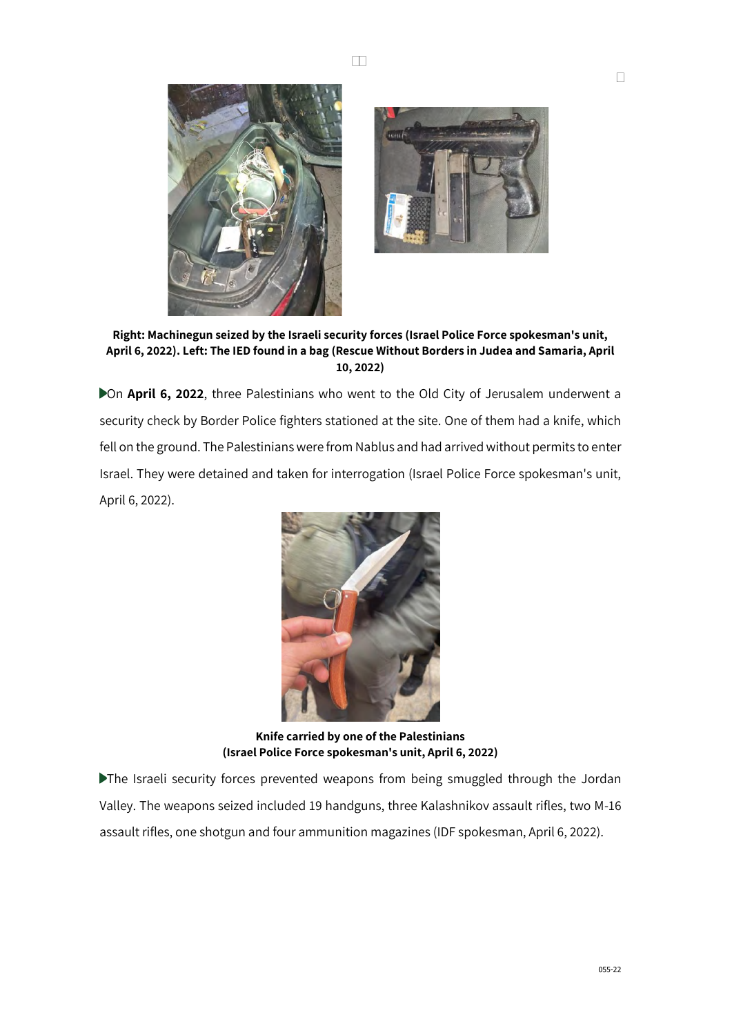**Right: Machinegun seized by the Israeli security forces (Israel Police Force spokesman's unit, April 6, 2022). Left: The IED found in a bag (Rescue Without Borders in Judea and Samaria, April 10, 2022)**

- On **April 6, 2022**, three Palestinians who went to the Old City of Jerusalem underwent a security check by Border Police fighters stationed at the site. One of them had a knife, which fell on the ground. The Palestinians were from Nablus and had arrived without permits to enter Israel. They were detained and taken for interrogation (Israel Police Force spokesman's unit, April 6, 2022).

**Knife carried by one of the Palestinians (Israel Police Force spokesman's unit, April 6, 2022)**

- The Israeli security forces prevented weapons from being smuggled through the Jordan Valley. The weapons seized included 19 handguns, three Kalashnikov assault rifles, two M-16 assault rifles, one shotgun and four ammunition magazines (IDF spokesman, April 6, 2022).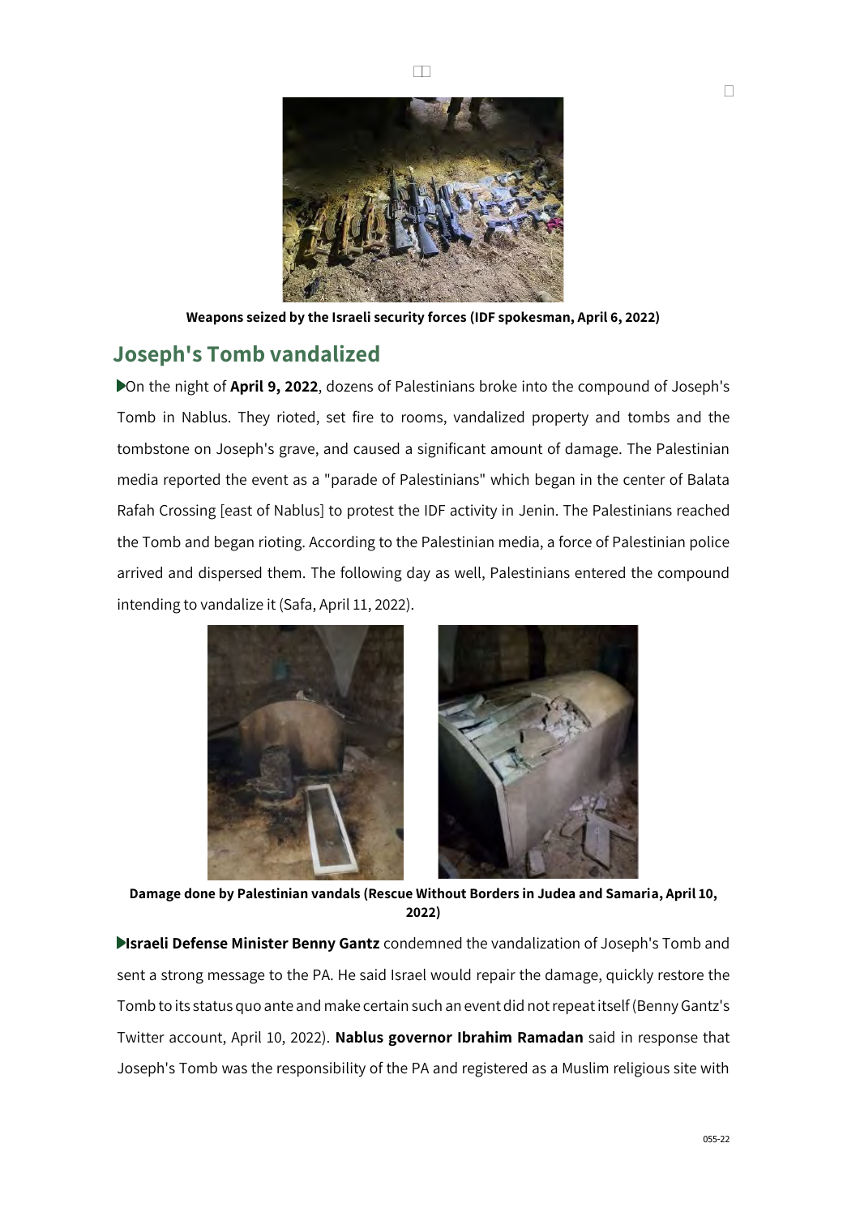Weapons seized by the Israeli security forces (IDF spokesman, April 6, 2022)

## Joseph's Tomb vandalized

- On the night of **April 9, 2022**, dozens of Palestinians broke into the compound of Joseph's Tomb in Nablus. They rioted, set fire to rooms, vandalized property and tombs and the tombstone on Joseph's grave, and caused a significant amount of damage. The Palestinian media reported the event as a "parade of Palestinians" which began in the center of Balata Rafah Crossing [east of Nablus] to protest the IDF activity in Jenin. The Palestinians reached the Tomb and began rioting. According to the Palestinian media, a force of Palestinian police arrived and dispersed them. The following day as well, Palestinians entered the compound intending to vandalize it (Safa, April 11, 2022).

**Damage done by Palestinian vandals (Rescue Without Borders in Judea and Samaria, April 10, 2022)**

- **Israeli Defense Minister Benny Gantz** condemned the vandalization of Joseph's Tomb and sent a strong message to the PA. He said Israel would repair the damage, quickly restore the Tomb to its status quo ante and make certain such an event did not repeat itself (Benny Gantz's Twitter account, April 10, 2022). **Nablus governor Ibrahim Ramadan** said in response that Joseph's Tomb was the responsibility of the PA and registered as a Muslim religious site with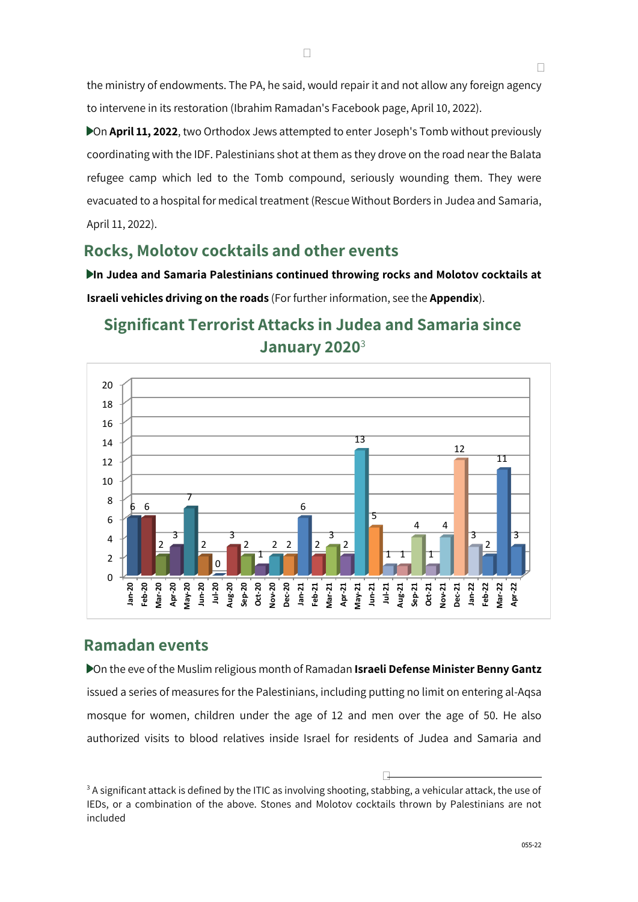the ministry of endowments. The PA, he said, would repair it and not allow any foreign agency to intervene in its restoration (Ibrahim Ramadan's Facebook page, April 10, 2022).

▶On **April 11, 2022**, two Orthodox Jews attempted to enter Joseph's Tomb without previously coordinating with the IDF. Palestinians shot at them as they drove on the road near the Balata refugee camp which led to the Tomb compound, seriously wounding them. They were evacuated to a hospital for medical treatment (Rescue Without Borders in Judea and Samaria, April 11, 2022).

## Rocks, Molotov cocktails and other events

▶**In Judea and Samaria Palestinians continued throwing rocks and Molotov cocktails at Israeli vehicles driving on the roads** (For further information, see the **Appendix**).

## Significant Terrorist Attacks in Judea and Samaria since January 2020[3]

| Month | Attacks |
|---|---|
| Jan-20 | 6 |
| Feb-20 | 6 |
| Mar-20 | 2 |
| Apr-20 | 3 |
| May-20 | 7 |
| Jun-20 | 2 |
| Jul-20 | 0 |
| Aug-20 | 3 |
| Sep-20 | 2 |
| Oct-20 | 1 |
| Nov-20 | 2 |
| Dec-20 | 2 |
| Jan-21 | 6 |
| Feb-21 | 2 |
| Mar-21 | 3 |
| Apr-21 | 2 |
| May-21 | 13 |
| Jun-21 | 5 |
| Jul-21 | 1 |
| Aug-21 | 1 |
| Sep-21 | 4 |
| Oct-21 | 1 |
| Nov-21 | 4 |
| Dec-21 | 12 |
| Jan-22 | 3 |
| Feb-22 | 2 |
| Mar-22 | 11 |
| Apr-22 | 3 |

## Ramadan events

▶On the eve of the Muslim religious month of Ramadan **Israeli Defense Minister Benny Gantz** issued a series of measures for the Palestinians, including putting no limit on entering al-Aqsa mosque for women, children under the age of 12 and men over the age of 50. He also authorized visits to blood relatives inside Israel for residents of Judea and Samaria and

---

[3] A significant attack is defined by the ITIC as involving shooting, stabbing, a vehicular attack, the use of IEDs, or a combination of the above. Stones and Molotov cocktails thrown by Palestinians are not included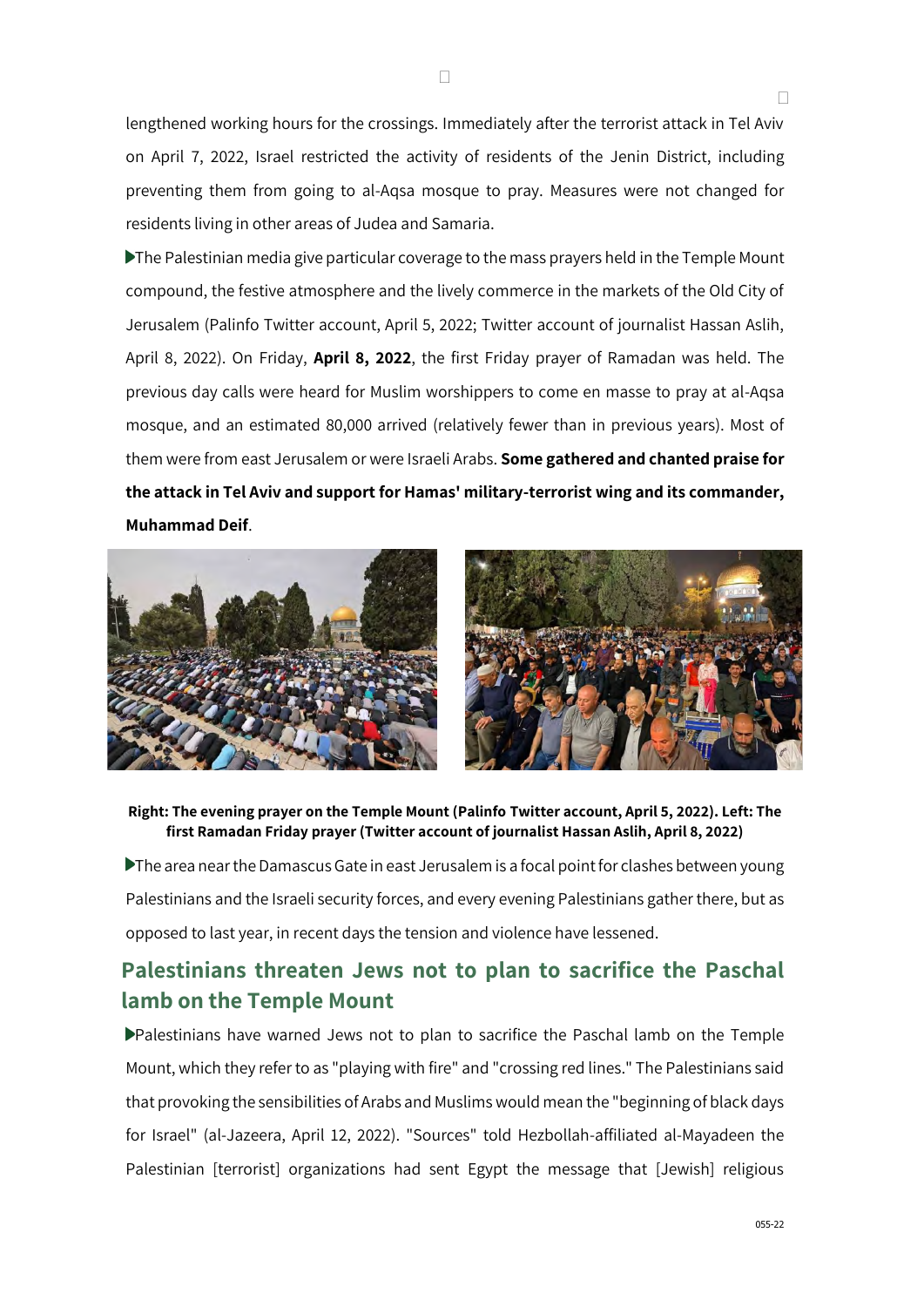lengthened working hours for the crossings. Immediately after the terrorist attack in Tel Aviv on April 7, 2022, Israel restricted the activity of residents of the Jenin District, including preventing them from going to al-Aqsa mosque to pray. Measures were not changed for residents living in other areas of Judea and Samaria.

▶The Palestinian media give particular coverage to the mass prayers held in the Temple Mount compound, the festive atmosphere and the lively commerce in the markets of the Old City of Jerusalem (Palinfo Twitter account, April 5, 2022; Twitter account of journalist Hassan Aslih, April 8, 2022). On Friday, **April 8, 2022**, the first Friday prayer of Ramadan was held. The previous day calls were heard for Muslim worshippers to come en masse to pray at al-Aqsa mosque, and an estimated 80,000 arrived (relatively fewer than in previous years). Most of them were from east Jerusalem or were Israeli Arabs. **Some gathered and chanted praise for the attack in Tel Aviv and support for Hamas' military-terrorist wing and its commander, Muhammad Deif**.

**Right: The evening prayer on the Temple Mount (Palinfo Twitter account, April 5, 2022). Left: The first Ramadan Friday prayer (Twitter account of journalist Hassan Aslih, April 8, 2022)**

▶The area near the Damascus Gate in east Jerusalem is a focal point for clashes between young Palestinians and the Israeli security forces, and every evening Palestinians gather there, but as opposed to last year, in recent days the tension and violence have lessened.

## Palestinians threaten Jews not to plan to sacrifice the Paschal lamb on the Temple Mount

▶Palestinians have warned Jews not to plan to sacrifice the Paschal lamb on the Temple Mount, which they refer to as "playing with fire" and "crossing red lines." The Palestinians said that provoking the sensibilities of Arabs and Muslims would mean the "beginning of black days for Israel" (al-Jazeera, April 12, 2022). "Sources" told Hezbollah-affiliated al-Mayadeen the Palestinian [terrorist] organizations had sent Egypt the message that [Jewish] religious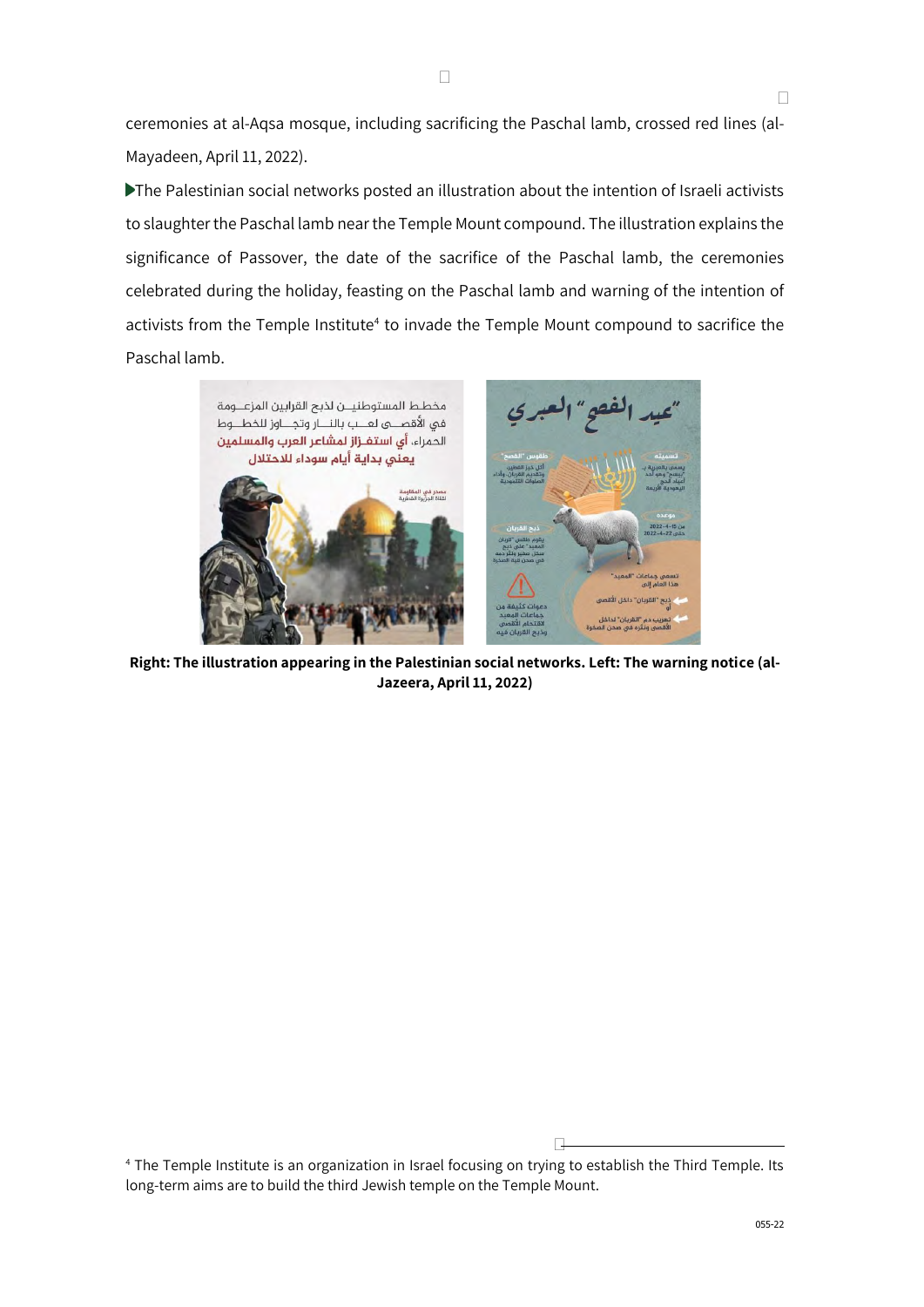ceremonies at al-Aqsa mosque, including sacrificing the Paschal lamb, crossed red lines (al-Mayadeen, April 11, 2022).

- The Palestinian social networks posted an illustration about the intention of Israeli activists to slaughter the Paschal lamb near the Temple Mount compound. The illustration explains the significance of Passover, the date of the sacrifice of the Paschal lamb, the ceremonies celebrated during the holiday, feasting on the Paschal lamb and warning of the intention of activists from the Temple Institute[4] to invade the Temple Mount compound to sacrifice the Paschal lamb.

**Right: The illustration appearing in the Palestinian social networks. Left: The warning notice (al-Jazeera, April 11, 2022)**

[4] The Temple Institute is an organization in Israel focusing on trying to establish the Third Temple. Its long-term aims are to build the third Jewish temple on the Temple Mount.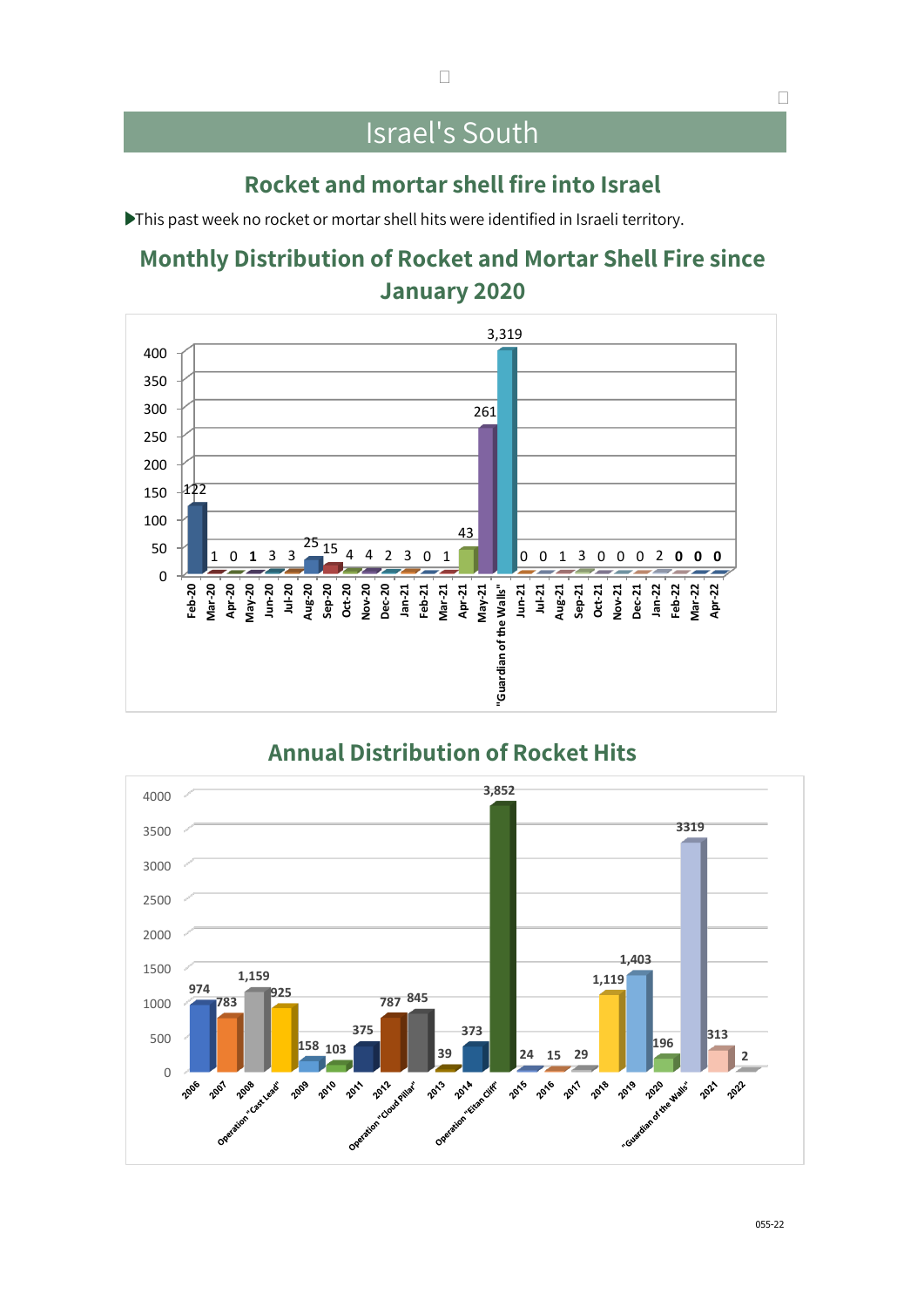# Israel's South

## Rocket and mortar shell fire into Israel

- This past week no rocket or mortar shell hits were identified in Israeli territory.

## Monthly Distribution of Rocket and Mortar Shell Fire since January 2020

| Month | Number |
|---|---|
| Feb-20 | 122 |
| Mar-20 | 1 |
| Apr-20 | 0 |
| May-20 | 1 |
| Jun-20 | 3 |
| Jul-20 | 3 |
| Aug-20 | 25 |
| Sep-20 | 15 |
| Oct-20 | 4 |
| Nov-20 | 4 |
| Dec-20 | 2 |
| Jan-21 | 3 |
| Feb-21 | 0 |
| Mar-21 | 1 |
| Apr-21 | 43 |
| May-21 | 261 |
| "Guardian of the Walls" | 3,319 |
| Jun-21 | 0 |
| Jul-21 | 0 |
| Aug-21 | 1 |
| Sep-21 | 3 |
| Oct-21 | 0 |
| Nov-21 | 0 |
| Dec-21 | 0 |
| Jan-22 | 2 |
| Feb-22 | 0 |
| Mar-22 | 0 |
| Apr-22 | 0 |

## Annual Distribution of Rocket Hits

| Year | Number |
|---|---|
| 2006 | 974 |
| 2007 | 783 |
| 2008 | 1,159 |
| Operation "Cast Lead" | 925 |
| 2009 | 158 |
| 2010 | 103 |
| 2011 | 375 |
| 2012 | 787 |
| Operation "Cloud Pillar" | 845 |
| 2013 | 39 |
| 2014 | 373 |
| Operation "Eitan Cliff" | 3,852 |
| 2015 | 24 |
| 2016 | 15 |
| 2017 | 29 |
| 2018 | 1,119 |
| 2019 | 1,403 |
| 2020 | 196 |
| "Guardian of the Walls" | 3319 |
| 2021 | 313 |
| 2022 | 2 |

055-22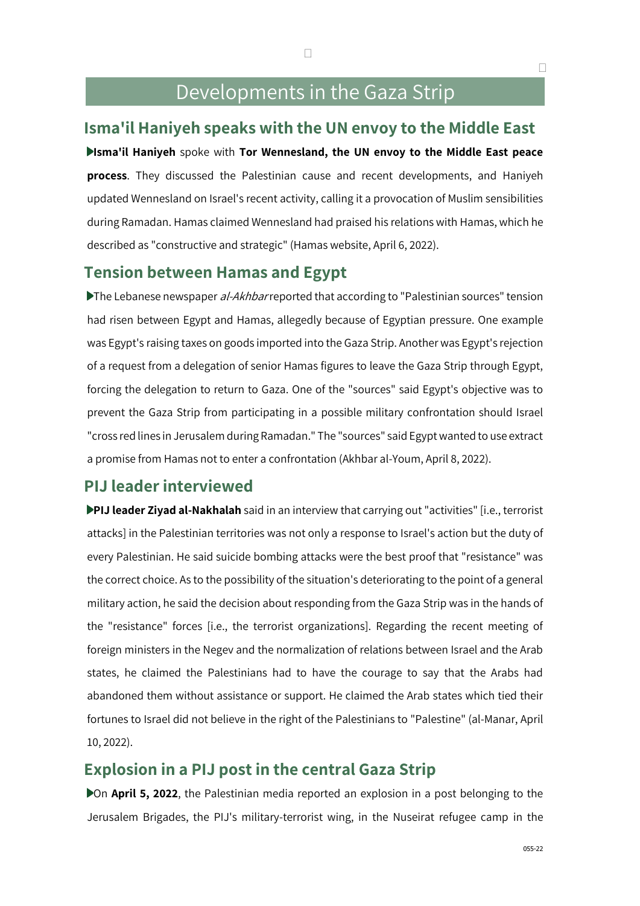# Developments in the Gaza Strip

## Isma'il Haniyeh speaks with the UN envoy to the Middle East

▶**Isma'il Haniyeh** spoke with **Tor Wennesland, the UN envoy to the Middle East peace process**. They discussed the Palestinian cause and recent developments, and Haniyeh updated Wennesland on Israel's recent activity, calling it a provocation of Muslim sensibilities during Ramadan. Hamas claimed Wennesland had praised his relations with Hamas, which he described as "constructive and strategic" (Hamas website, April 6, 2022).

## Tension between Hamas and Egypt

▶The Lebanese newspaper *al-Akhbar* reported that according to "Palestinian sources" tension had risen between Egypt and Hamas, allegedly because of Egyptian pressure. One example was Egypt's raising taxes on goods imported into the Gaza Strip. Another was Egypt's rejection of a request from a delegation of senior Hamas figures to leave the Gaza Strip through Egypt, forcing the delegation to return to Gaza. One of the "sources" said Egypt's objective was to prevent the Gaza Strip from participating in a possible military confrontation should Israel "cross red lines in Jerusalem during Ramadan." The "sources" said Egypt wanted to use extract a promise from Hamas not to enter a confrontation (Akhbar al-Youm, April 8, 2022).

## PIJ leader interviewed

▶**PIJ leader Ziyad al-Nakhalah** said in an interview that carrying out "activities" [i.e., terrorist attacks] in the Palestinian territories was not only a response to Israel's action but the duty of every Palestinian. He said suicide bombing attacks were the best proof that "resistance" was the correct choice. As to the possibility of the situation's deteriorating to the point of a general military action, he said the decision about responding from the Gaza Strip was in the hands of the "resistance" forces [i.e., the terrorist organizations]. Regarding the recent meeting of foreign ministers in the Negev and the normalization of relations between Israel and the Arab states, he claimed the Palestinians had to have the courage to say that the Arabs had abandoned them without assistance or support. He claimed the Arab states which tied their fortunes to Israel did not believe in the right of the Palestinians to "Palestine" (al-Manar, April 10, 2022).

## Explosion in a PIJ post in the central Gaza Strip

▶On **April 5, 2022**, the Palestinian media reported an explosion in a post belonging to the Jerusalem Brigades, the PIJ's military-terrorist wing, in the Nuseirat refugee camp in the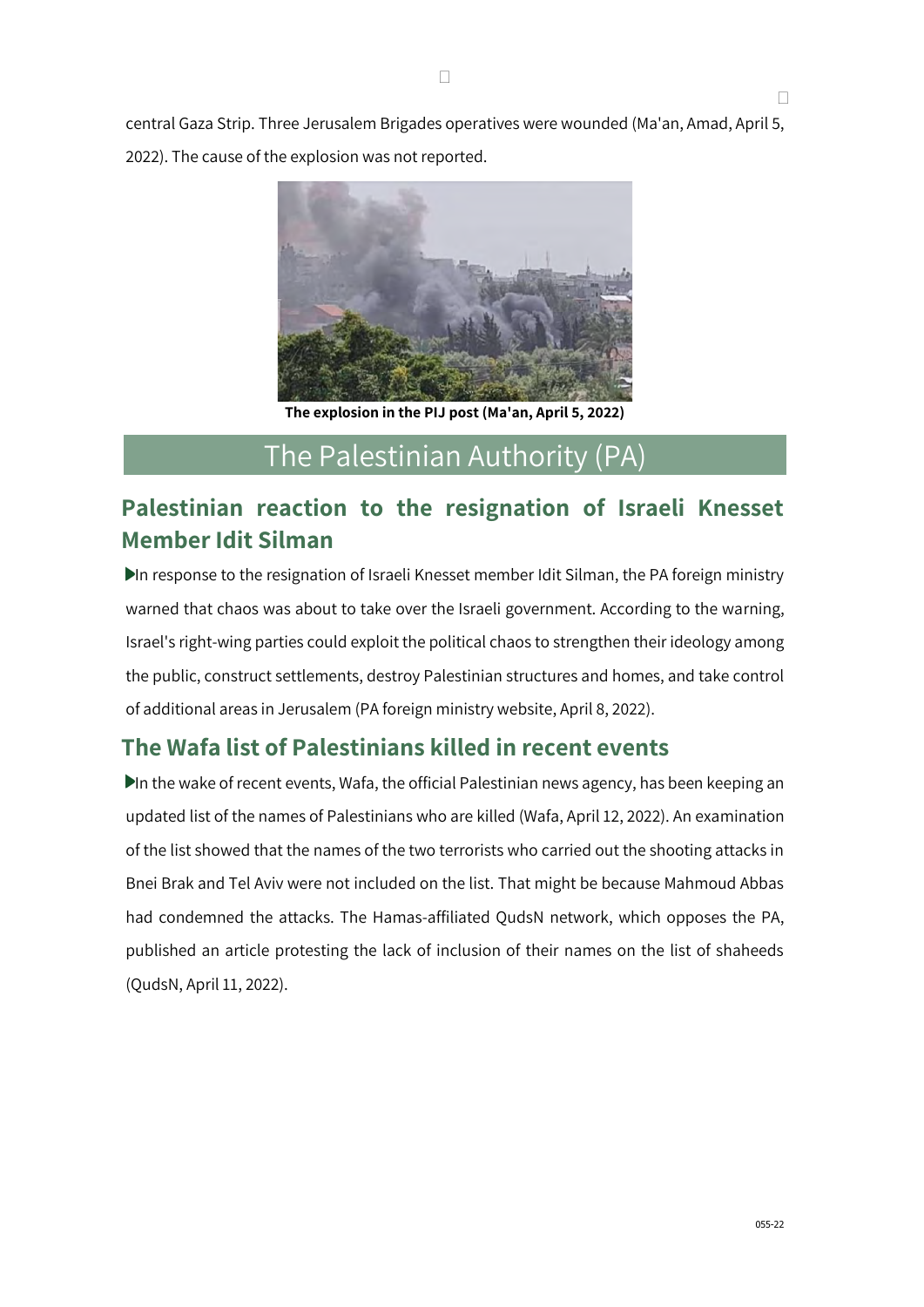central Gaza Strip. Three Jerusalem Brigades operatives were wounded (Ma'an, Amad, April 5, 2022). The cause of the explosion was not reported.

**The explosion in the PIJ post (Ma'an, April 5, 2022)**

# The Palestinian Authority (PA)

## Palestinian reaction to the resignation of Israeli Knesset Member Idit Silman

- In response to the resignation of Israeli Knesset member Idit Silman, the PA foreign ministry warned that chaos was about to take over the Israeli government. According to the warning, Israel's right-wing parties could exploit the political chaos to strengthen their ideology among the public, construct settlements, destroy Palestinian structures and homes, and take control of additional areas in Jerusalem (PA foreign ministry website, April 8, 2022).

## The Wafa list of Palestinians killed in recent events

- In the wake of recent events, Wafa, the official Palestinian news agency, has been keeping an updated list of the names of Palestinians who are killed (Wafa, April 12, 2022). An examination of the list showed that the names of the two terrorists who carried out the shooting attacks in Bnei Brak and Tel Aviv were not included on the list. That might be because Mahmoud Abbas had condemned the attacks. The Hamas-affiliated QudsN network, which opposes the PA, published an article protesting the lack of inclusion of their names on the list of shaheeds (QudsN, April 11, 2022).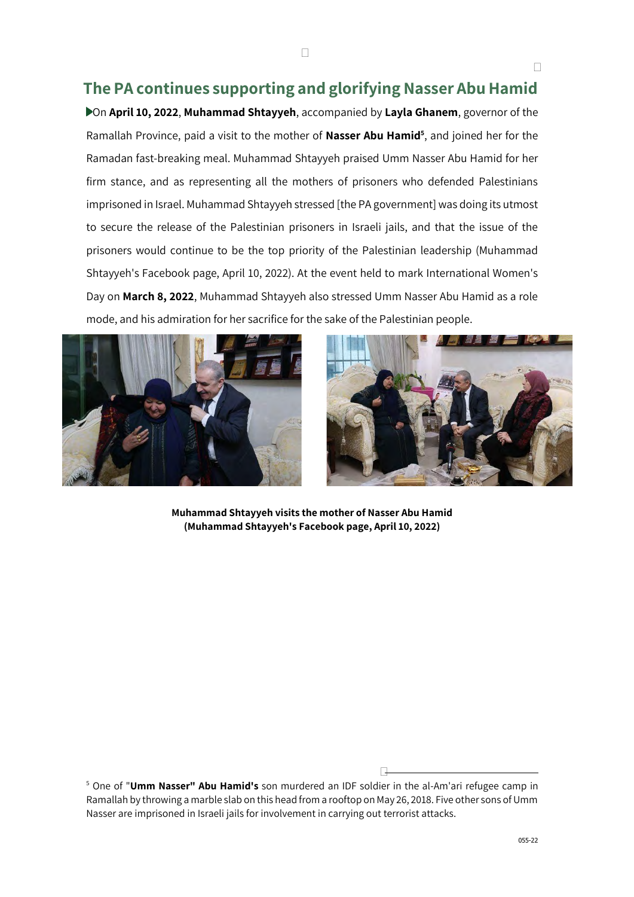## The PA continues supporting and glorifying Nasser Abu Hamid

- On **April 10, 2022**, **Muhammad Shtayyeh**, accompanied by **Layla Ghanem**, governor of the Ramallah Province, paid a visit to the mother of **Nasser Abu Hamid**[5], and joined her for the Ramadan fast-breaking meal. Muhammad Shtayyeh praised Umm Nasser Abu Hamid for her firm stance, and as representing all the mothers of prisoners who defended Palestinians imprisoned in Israel. Muhammad Shtayyeh stressed [the PA government] was doing its utmost to secure the release of the Palestinian prisoners in Israeli jails, and that the issue of the prisoners would continue to be the top priority of the Palestinian leadership (Muhammad Shtayyeh's Facebook page, April 10, 2022). At the event held to mark International Women's Day on **March 8, 2022**, Muhammad Shtayyeh also stressed Umm Nasser Abu Hamid as a role mode, and his admiration for her sacrifice for the sake of the Palestinian people.

**Muhammad Shtayyeh visits the mother of Nasser Abu Hamid (Muhammad Shtayyeh's Facebook page, April 10, 2022)**

[5] One of "**Umm Nasser" Abu Hamid's** son murdered an IDF soldier in the al-Am'ari refugee camp in Ramallah by throwing a marble slab on this head from a rooftop on May 26, 2018. Five other sons of Umm Nasser are imprisoned in Israeli jails for involvement in carrying out terrorist attacks.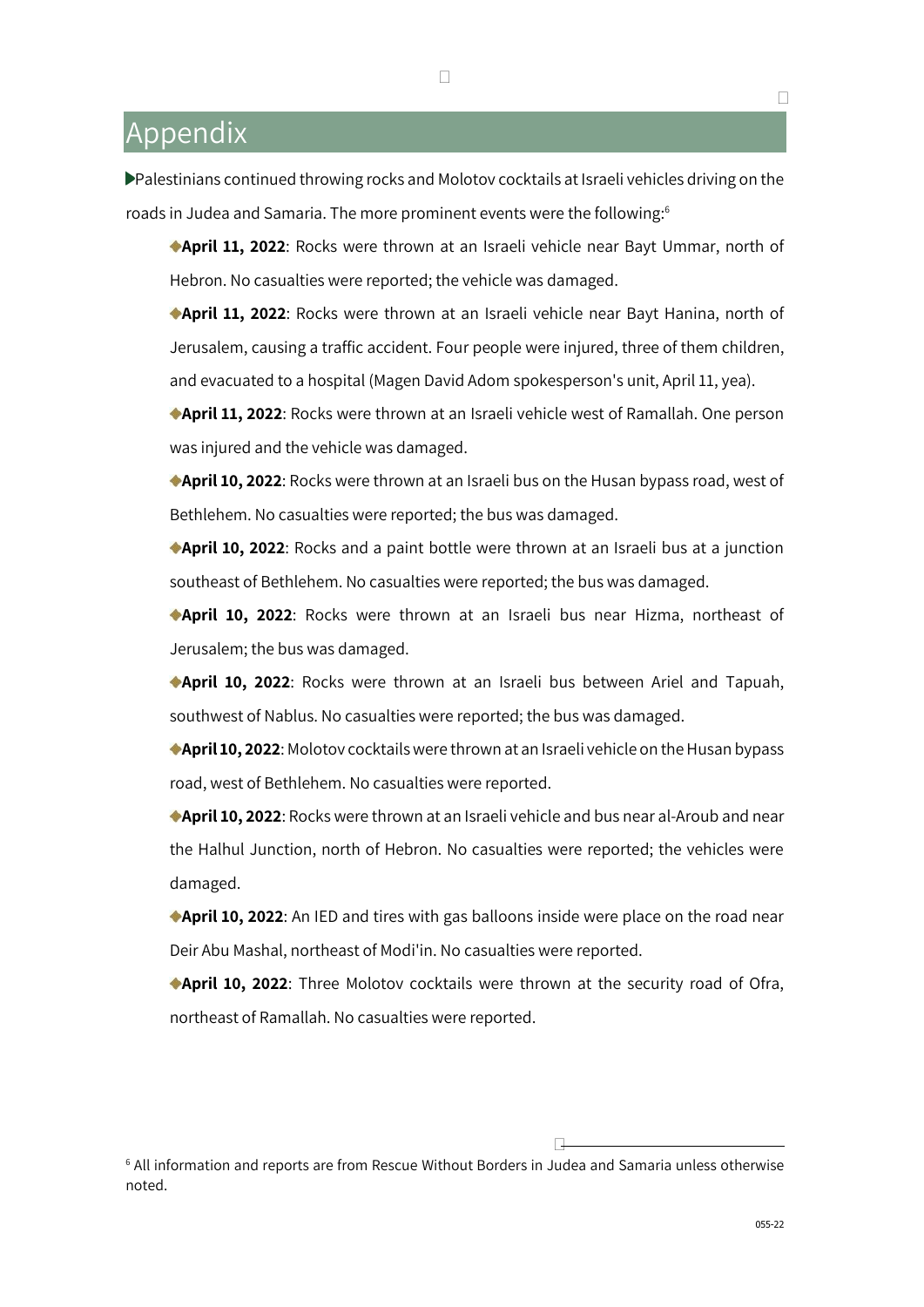# Appendix

Palestinians continued throwing rocks and Molotov cocktails at Israeli vehicles driving on the roads in Judea and Samaria. The more prominent events were the following:[6]

- **April 11, 2022**: Rocks were thrown at an Israeli vehicle near Bayt Ummar, north of Hebron. No casualties were reported; the vehicle was damaged.
- **April 11, 2022**: Rocks were thrown at an Israeli vehicle near Bayt Hanina, north of Jerusalem, causing a traffic accident. Four people were injured, three of them children, and evacuated to a hospital (Magen David Adom spokesperson's unit, April 11, yea).
- **April 11, 2022**: Rocks were thrown at an Israeli vehicle west of Ramallah. One person was injured and the vehicle was damaged.
- **April 10, 2022**: Rocks were thrown at an Israeli bus on the Husan bypass road, west of Bethlehem. No casualties were reported; the bus was damaged.
- **April 10, 2022**: Rocks and a paint bottle were thrown at an Israeli bus at a junction southeast of Bethlehem. No casualties were reported; the bus was damaged.
- **April 10, 2022**: Rocks were thrown at an Israeli bus near Hizma, northeast of Jerusalem; the bus was damaged.
- **April 10, 2022**: Rocks were thrown at an Israeli bus between Ariel and Tapuah, southwest of Nablus. No casualties were reported; the bus was damaged.
- **April 10, 2022**: Molotov cocktails were thrown at an Israeli vehicle on the Husan bypass road, west of Bethlehem. No casualties were reported.
- **April 10, 2022**: Rocks were thrown at an Israeli vehicle and bus near al-Aroub and near the Halhul Junction, north of Hebron. No casualties were reported; the vehicles were damaged.
- **April 10, 2022**: An IED and tires with gas balloons inside were place on the road near Deir Abu Mashal, northeast of Modi'in. No casualties were reported.
- **April 10, 2022**: Three Molotov cocktails were thrown at the security road of Ofra, northeast of Ramallah. No casualties were reported.

---

[6] All information and reports are from Rescue Without Borders in Judea and Samaria unless otherwise noted.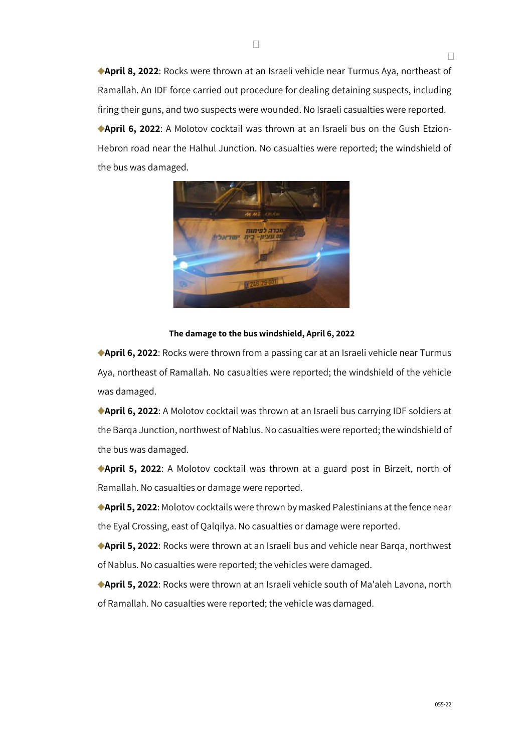◆**April 8, 2022**: Rocks were thrown at an Israeli vehicle near Turmus Aya, northeast of Ramallah. An IDF force carried out procedure for dealing detaining suspects, including firing their guns, and two suspects were wounded. No Israeli casualties were reported.

◆**April 6, 2022**: A Molotov cocktail was thrown at an Israeli bus on the Gush Etzion-Hebron road near the Halhul Junction. No casualties were reported; the windshield of the bus was damaged.

**The damage to the bus windshield, April 6, 2022**

◆**April 6, 2022**: Rocks were thrown from a passing car at an Israeli vehicle near Turmus Aya, northeast of Ramallah. No casualties were reported; the windshield of the vehicle was damaged.

◆**April 6, 2022**: A Molotov cocktail was thrown at an Israeli bus carrying IDF soldiers at the Barqa Junction, northwest of Nablus. No casualties were reported; the windshield of the bus was damaged.

◆**April 5, 2022**: A Molotov cocktail was thrown at a guard post in Birzeit, north of Ramallah. No casualties or damage were reported.

◆**April 5, 2022**: Molotov cocktails were thrown by masked Palestinians at the fence near the Eyal Crossing, east of Qalqilya. No casualties or damage were reported.

◆**April 5, 2022**: Rocks were thrown at an Israeli bus and vehicle near Barqa, northwest of Nablus. No casualties were reported; the vehicles were damaged.

◆**April 5, 2022**: Rocks were thrown at an Israeli vehicle south of Ma'aleh Lavona, north of Ramallah. No casualties were reported; the vehicle was damaged.